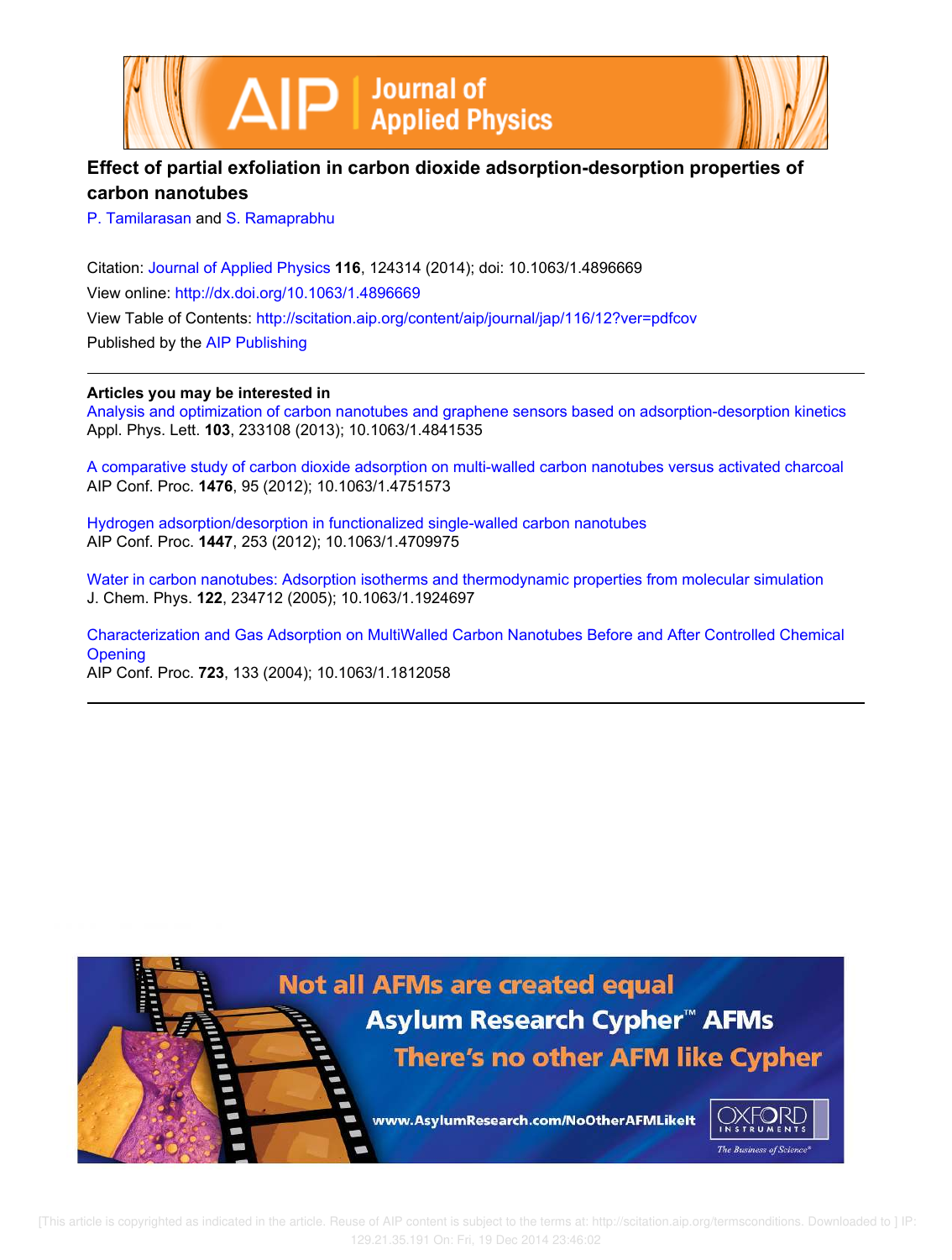# Effect of partial exfoliation in carbon dioxide adsorption-desorption properties of carbon nanotubes

P. Tamilarasan and S. Ramaprabhu

Citation: Journal of Applied Physics **116**, 124314 (2014); doi: 10.1063/1.4896669

View online: http://dx.doi.org/10.1063/1.4896669

View Table of Contents: http://scitation.aip.org/content/aip/journal/jap/116/12?ver=pdfcov

Published by the AIP Publishing

---

**Articles you may be interested in**

Analysis and optimization of carbon nanotubes and graphene sensors based on adsorption-desorption kinetics
Appl. Phys. Lett. **103**, 233108 (2013); 10.1063/1.4841535

A comparative study of carbon dioxide adsorption on multi-walled carbon nanotubes versus activated charcoal
AIP Conf. Proc. **1476**, 95 (2012); 10.1063/1.4751573

Hydrogen adsorption/desorption in functionalized single-walled carbon nanotubes
AIP Conf. Proc. **1447**, 253 (2012); 10.1063/1.4709975

Water in carbon nanotubes: Adsorption isotherms and thermodynamic properties from molecular simulation
J. Chem. Phys. **122**, 234712 (2005); 10.1063/1.1924697

Characterization and Gas Adsorption on MultiWalled Carbon Nanotubes Before and After Controlled Chemical Opening
AIP Conf. Proc. **723**, 133 (2004); 10.1063/1.1812058

---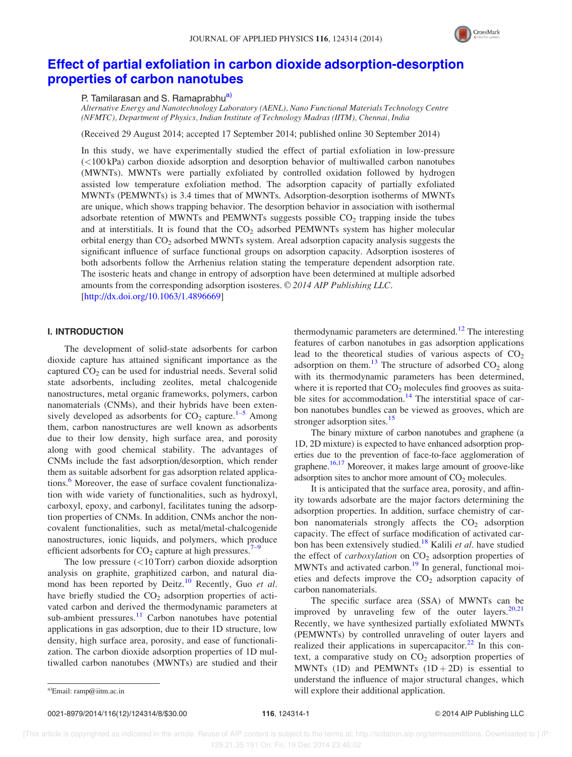# Effect of partial exfoliation in carbon dioxide adsorption-desorption properties of carbon nanotubes

P. Tamilarasan and S. Ramaprabhu[a)]

*Alternative Energy and Nanotechnology Laboratory (AENL), Nano Functional Materials Technology Centre (NFMTC), Department of Physics, Indian Institute of Technology Madras (IITM), Chennai, India*

(Received 29 August 2014; accepted 17 September 2014; published online 30 September 2014)

In this study, we have experimentally studied the effect of partial exfoliation in low-pressure (<100 kPa) carbon dioxide adsorption and desorption behavior of multiwalled carbon nanotubes (MWNTs). MWNTs were partially exfoliated by controlled oxidation followed by hydrogen assisted low temperature exfoliation method. The adsorption capacity of partially exfoliated MWNTs (PEMWNTs) is 3.4 times that of MWNTs. Adsorption-desorption isotherms of MWNTs are unique, which shows trapping behavior. The desorption behavior in association with isothermal adsorbate retention of MWNTs and PEMWNTs suggests possible $CO_2$ trapping inside the tubes and at interstitials. It is found that the $CO_2$ adsorbed PEMWNTs system has higher molecular orbital energy than $CO_2$ adsorbed MWNTs system. Areal adsorption capacity analysis suggests the significant influence of surface functional groups on adsorption capacity. Adsorption isosteres of both adsorbents follow the Arrhenius relation stating the temperature dependent adsorption rate. The isosteric heats and change in entropy of adsorption have been determined at multiple adsorbed amounts from the corresponding adsorption isosteres. © *2014 AIP Publishing LLC*. [http://dx.doi.org/10.1063/1.4896669]

## I. INTRODUCTION

The development of solid-state adsorbents for carbon dioxide capture has attained significant importance as the captured $CO_2$ can be used for industrial needs. Several solid state adsorbents, including zeolites, metal chalcogenide nanostructures, metal organic frameworks, polymers, carbon nanomaterials (CNMs), and their hybrids have been extensively developed as adsorbents for $CO_2$ capture.[1–5] Among them, carbon nanostructures are well known as adsorbents due to their low density, high surface area, and porosity along with good chemical stability. The advantages of CNMs include the fast adsorption/desorption, which render them as suitable adsorbent for gas adsorption related applications.[6] Moreover, the ease of surface covalent functionalization with wide variety of functionalities, such as hydroxyl, carboxyl, epoxy, and carbonyl, facilitates tuning the adsorption properties of CNMs. In addition, CNMs anchor the non-covalent functionalities, such as metal/metal-chalcogenide nanostructures, ionic liquids, and polymers, which produce efficient adsorbents for $CO_2$ capture at high pressures.[7–9]

The low pressure (<10 Torr) carbon dioxide adsorption analysis on graphite, graphitized carbon, and natural diamond has been reported by Deitz.[10] Recently, Guo *et al.* have briefly studied the $CO_2$ adsorption properties of activated carbon and derived the thermodynamic parameters at sub-ambient pressures.[11] Carbon nanotubes have potential applications in gas adsorption, due to their 1D structure, low density, high surface area, porosity, and ease of functionalization. The carbon dioxide adsorption properties of 1D multiwalled carbon nanotubes (MWNTs) are studied and their thermodynamic parameters are determined.[12] The interesting features of carbon nanotubes in gas adsorption applications lead to the theoretical studies of various aspects of $CO_2$ adsorption on them.[13] The structure of adsorbed $CO_2$ along with its thermodynamic parameters has been determined, where it is reported that $CO_2$ molecules find grooves as suitable sites for accommodation.[14] The interstitial space of carbon nanotubes bundles can be viewed as grooves, which are stronger adsorption sites.[15]

The binary mixture of carbon nanotubes and graphene (a 1D, 2D mixture) is expected to have enhanced adsorption properties due to the prevention of face-to-face agglomeration of graphene.[16,17] Moreover, it makes large amount of groove-like adsorption sites to anchor more amount of $CO_2$ molecules.

It is anticipated that the surface area, porosity, and affinity towards adsorbate are the major factors determining the adsorption properties. In addition, surface chemistry of carbon nanomaterials strongly affects the $CO_2$ adsorption capacity. The effect of surface modification of activated carbon has been extensively studied.[18] Kalili *et al.* have studied the effect of *carboxylation* on $CO_2$ adsorption properties of MWNTs and activated carbon.[19] In general, functional moieties and defects improve the $CO_2$ adsorption capacity of carbon nanomaterials.

The specific surface area (SSA) of MWNTs can be improved by unraveling few of the outer layers.[20,21] Recently, we have synthesized partially exfoliated MWNTs (PEMWNTs) by controlled unraveling of outer layers and realized their applications in supercapacitor.[22] In this context, a comparative study on $CO_2$ adsorption properties of MWNTs (1D) and PEMWNTs (1D + 2D) is essential to understand the influence of major structural changes, which will explore their additional application.

a)Email: ramp@iitm.ac.in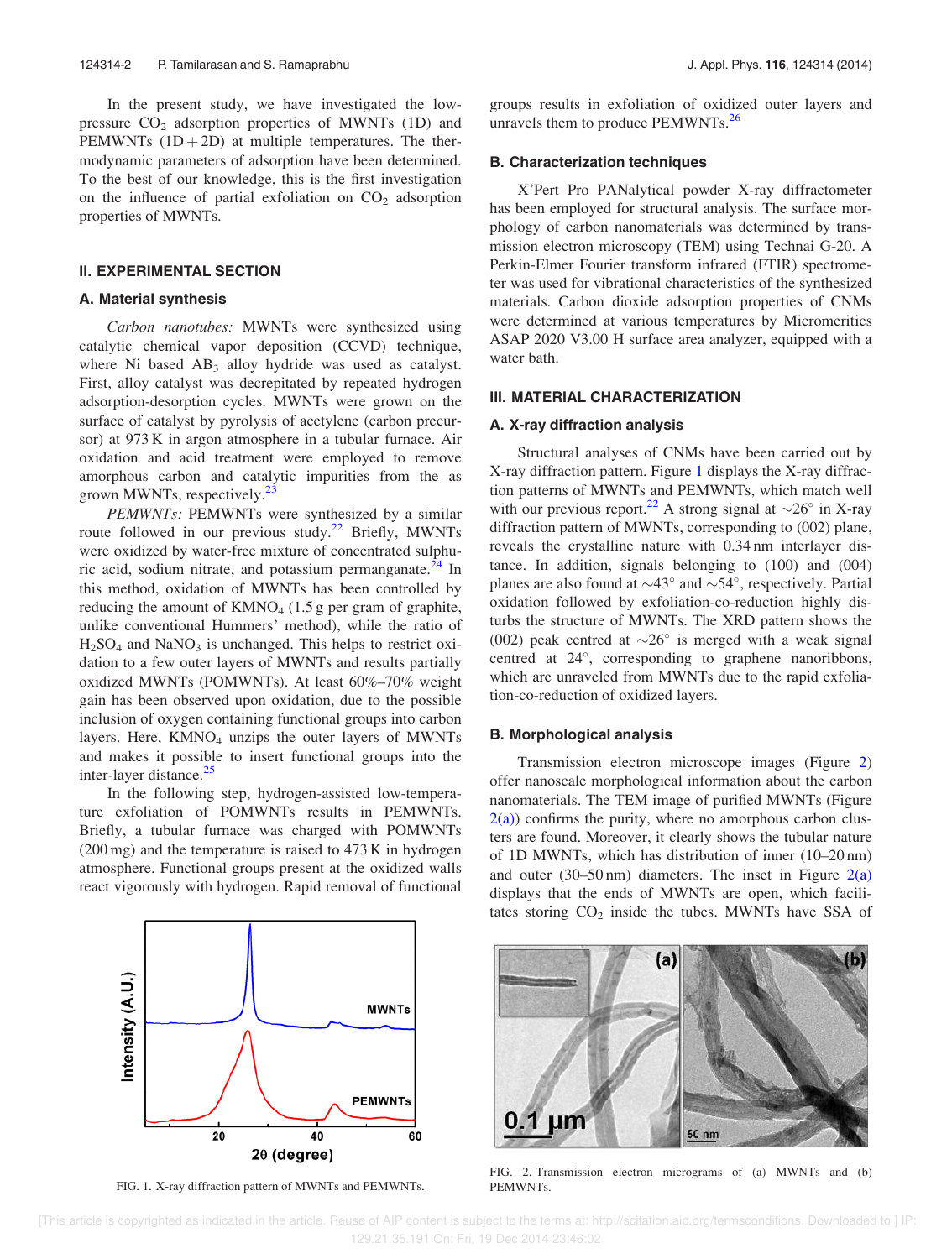In the present study, we have investigated the low-pressure $CO_2$ adsorption properties of MWNTs (1D) and PEMWNTs (1D + 2D) at multiple temperatures. The thermodynamic parameters of adsorption have been determined. To the best of our knowledge, this is the first investigation on the influence of partial exfoliation on $CO_2$ adsorption properties of MWNTs.

## II. EXPERIMENTAL SECTION

### A. Material synthesis

*Carbon nanotubes:* MWNTs were synthesized using catalytic chemical vapor deposition (CCVD) technique, where Ni based $AB_3$ alloy hydride was used as catalyst. First, alloy catalyst was decrepitated by repeated hydrogen adsorption-desorption cycles. MWNTs were grown on the surface of catalyst by pyrolysis of acetylene (carbon precursor) at 973 K in argon atmosphere in a tubular furnace. Air oxidation and acid treatment were employed to remove amorphous carbon and catalytic impurities from the as grown MWNTs, respectively.[23]

*PEMWNTs:* PEMWNTs were synthesized by a similar route followed in our previous study.[22] Briefly, MWNTs were oxidized by water-free mixture of concentrated sulphuric acid, sodium nitrate, and potassium permanganate.[24] In this method, oxidation of MWNTs has been controlled by reducing the amount of $KMNO_4$ (1.5 g per gram of graphite, unlike conventional Hummers' method), while the ratio of $H_2SO_4$ and $NaNO_3$ is unchanged. This helps to restrict oxidation to a few outer layers of MWNTs and results partially oxidized MWNTs (POMWNTs). At least 60%–70% weight gain has been observed upon oxidation, due to the possible inclusion of oxygen containing functional groups into carbon layers. Here, $KMNO_4$ unzips the outer layers of MWNTs and makes it possible to insert functional groups into the inter-layer distance.[25]

In the following step, hydrogen-assisted low-temperature exfoliation of POMWNTs results in PEMWNTs. Briefly, a tubular furnace was charged with POMWNTs (200 mg) and the temperature is raised to 473 K in hydrogen atmosphere. Functional groups present at the oxidized walls react vigorously with hydrogen. Rapid removal of functional groups results in exfoliation of oxidized outer layers and unravels them to produce PEMWNTs.[26]

### B. Characterization techniques

X'Pert Pro PANalytical powder X-ray diffractometer has been employed for structural analysis. The surface morphology of carbon nanomaterials was determined by transmission electron microscopy (TEM) using Technai G-20. A Perkin-Elmer Fourier transform infrared (FTIR) spectrometer was used for vibrational characteristics of the synthesized materials. Carbon dioxide adsorption properties of CNMs were determined at various temperatures by Micromeritics ASAP 2020 V3.00 H surface area analyzer, equipped with a water bath.

## III. MATERIAL CHARACTERIZATION

### A. X-ray diffraction analysis

Structural analyses of CNMs have been carried out by X-ray diffraction pattern. Figure 1 displays the X-ray diffraction patterns of MWNTs and PEMWNTs, which match well with our previous report.[22] A strong signal at ~26° in X-ray diffraction pattern of MWNTs, corresponding to (002) plane, reveals the crystalline nature with 0.34 nm interlayer distance. In addition, signals belonging to (100) and (004) planes are also found at ~43° and ~54°, respectively. Partial oxidation followed by exfoliation-co-reduction highly disturbs the structure of MWNTs. The XRD pattern shows the (002) peak centred at ~26° is merged with a weak signal centred at 24°, corresponding to graphene nanoribbons, which are unraveled from MWNTs due to the rapid exfoliation-co-reduction of oxidized layers.

FIG. 1. X-ray diffraction pattern of MWNTs and PEMWNTs.

### B. Morphological analysis

Transmission electron microscope images (Figure 2) offer nanoscale morphological information about the carbon nanomaterials. The TEM image of purified MWNTs (Figure 2(a)) confirms the purity, where no amorphous carbon clusters are found. Moreover, it clearly shows the tubular nature of 1D MWNTs, which has distribution of inner (10–20 nm) and outer (30–50 nm) diameters. The inset in Figure 2(a) displays that the ends of MWNTs are open, which facilitates storing $CO_2$ inside the tubes. MWNTs have SSA of

FIG. 2. Transmission electron micrograms of (a) MWNTs and (b) PEMWNTs.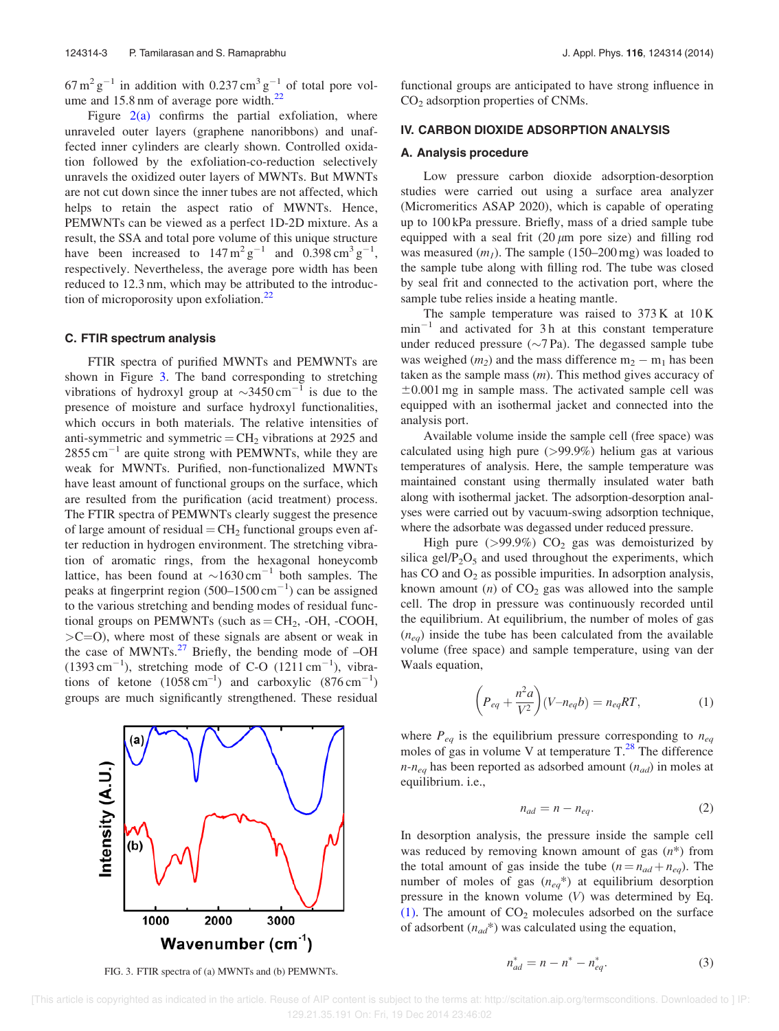$67\,m^2\,g^{-1}$ in addition with $0.237\,cm^3\,g^{-1}$ of total pore volume and 15.8 nm of average pore width.[22]

Figure 2(a) confirms the partial exfoliation, where unraveled outer layers (graphene nanoribbons) and unaffected inner cylinders are clearly shown. Controlled oxidation followed by the exfoliation-co-reduction selectively unravels the oxidized outer layers of MWNTs. But MWNTs are not cut down since the inner tubes are not affected, which helps to retain the aspect ratio of MWNTs. Hence, PEMWNTs can be viewed as a perfect 1D-2D mixture. As a result, the SSA and total pore volume of this unique structure have been increased to $147\,m^2\,g^{-1}$ and $0.398\,cm^3\,g^{-1}$, respectively. Nevertheless, the average pore width has been reduced to 12.3 nm, which may be attributed to the introduction of microporosity upon exfoliation.[22]

### C. FTIR spectrum analysis

FTIR spectra of purified MWNTs and PEMWNTs are shown in Figure 3. The band corresponding to stretching vibrations of hydroxyl group at $\sim$3450 $cm^{-1}$ is due to the presence of moisture and surface hydroxyl functionalities, which occurs in both materials. The relative intensities of anti-symmetric and symmetric $=CH_2$ vibrations at 2925 and 2855 $cm^{-1}$ are quite strong with PEMWNTs, while they are weak for MWNTs. Purified, non-functionalized MWNTs have least amount of functional groups on the surface, which are resulted from the purification (acid treatment) process. The FTIR spectra of PEMWNTs clearly suggest the presence of large amount of residual $=CH_2$ functional groups even after reduction in hydrogen environment. The stretching vibration of aromatic rings, from the hexagonal honeycomb lattice, has been found at $\sim$1630 $cm^{-1}$ both samples. The peaks at fingerprint region (500–1500 $cm^{-1}$) can be assigned to the various stretching and bending modes of residual functional groups on PEMWNTs (such as $=CH_2$, -OH, -COOH, >C=O), where most of these signals are absent or weak in the case of MWNTs.[27] Briefly, the bending mode of –OH (1393 $cm^{-1}$), stretching mode of C-O (1211 $cm^{-1}$), vibrations of ketone (1058 $cm^{-1}$) and carboxylic (876 $cm^{-1}$) groups are much significantly strengthened. These residual functional groups are anticipated to have strong influence in $CO_2$ adsorption properties of CNMs.

FIG. 3. FTIR spectra of (a) MWNTs and (b) PEMWNTs.

## IV. CARBON DIOXIDE ADSORPTION ANALYSIS

### A. Analysis procedure

Low pressure carbon dioxide adsorption-desorption studies were carried out using a surface area analyzer (Micromeritics ASAP 2020), which is capable of operating up to 100 kPa pressure. Briefly, mass of a dried sample tube equipped with a seal frit (20 $\mu$m pore size) and filling rod was measured ($m_1$). The sample (150–200 mg) was loaded to the sample tube along with filling rod. The tube was closed by seal frit and connected to the activation port, where the sample tube relies inside a heating mantle.

The sample temperature was raised to 373 K at 10 K $min^{-1}$ and activated for 3 h at this constant temperature under reduced pressure ($\sim$7 Pa). The degassed sample tube was weighed ($m_2$) and the mass difference $m_2 - m_1$ has been taken as the sample mass ($m$). This method gives accuracy of $\pm$0.001 mg in sample mass. The activated sample cell was equipped with an isothermal jacket and connected into the analysis port.

Available volume inside the sample cell (free space) was calculated using high pure (>99.9%) helium gas at various temperatures of analysis. Here, the sample temperature was maintained constant using thermally insulated water bath along with isothermal jacket. The adsorption-desorption analyses were carried out by vacuum-swing adsorption technique, where the adsorbate was degassed under reduced pressure.

High pure (>99.9%) $CO_2$ gas was demoisturized by silica gel/$P_2O_5$ and used throughout the experiments, which has CO and $O_2$ as possible impurities. In adsorption analysis, known amount ($n$) of $CO_2$ gas was allowed into the sample cell. The drop in pressure was continuously recorded until the equilibrium. At equilibrium, the number of moles of gas ($n_{eq}$) inside the tube has been calculated from the available volume (free space) and sample temperature, using van der Waals equation,

$$\left(P_{eq} + \frac{n^2 a}{V^2}\right)(V - n_{eq} b) = n_{eq} RT, \quad (1)$$

where $P_{eq}$ is the equilibrium pressure corresponding to $n_{eq}$ moles of gas in volume V at temperature T.[28] The difference $n$-$n_{eq}$ has been reported as adsorbed amount ($n_{ad}$) in moles at equilibrium. i.e.,

$$n_{ad} = n - n_{eq}. \quad (2)$$

In desorption analysis, the pressure inside the sample cell was reduced by removing known amount of gas ($n^*$) from the total amount of gas inside the tube ($n = n_{ad} + n_{eq}$). The number of moles of gas ($n_{eq}^*$) at equilibrium desorption pressure in the known volume ($V$) was determined by Eq. (1). The amount of $CO_2$ molecules adsorbed on the surface of adsorbent ($n_{ad}^*$) was calculated using the equation,

$$n_{ad}^* = n - n^* - n_{eq}^*. \quad (3)$$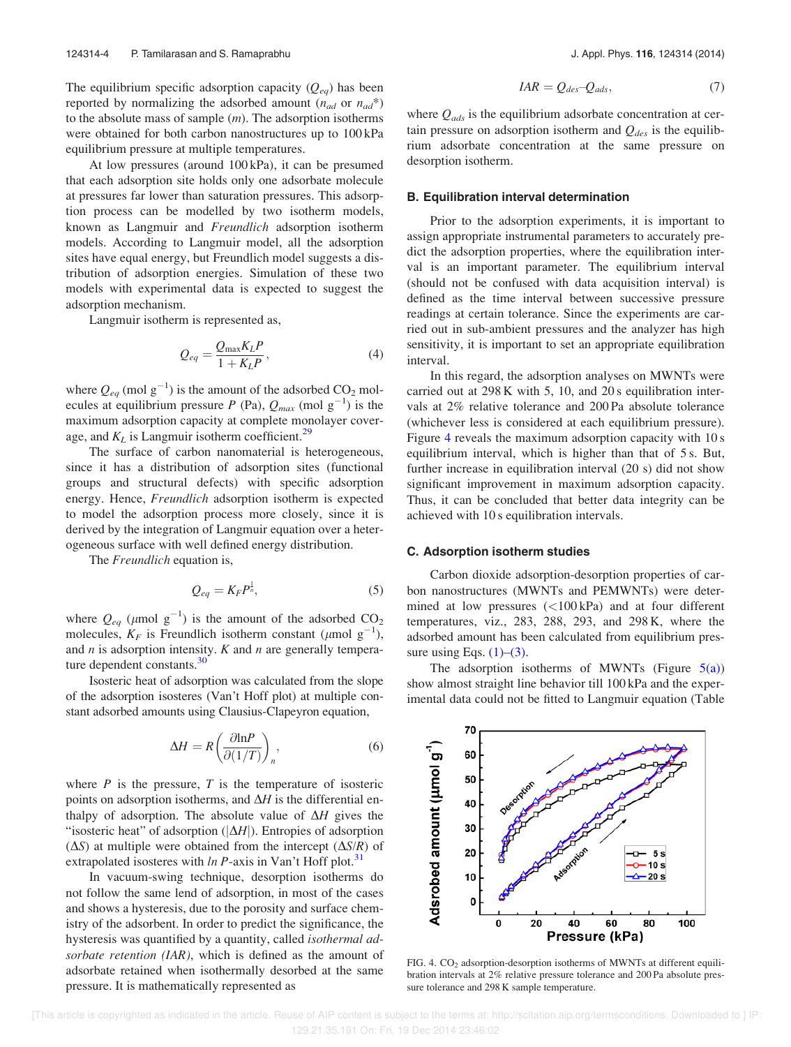The equilibrium specific adsorption capacity ($Q_{eq}$) has been reported by normalizing the adsorbed amount ($n_{ad}$ or $n_{ad}^*$) to the absolute mass of sample ($m$). The adsorption isotherms were obtained for both carbon nanostructures up to 100 kPa equilibrium pressure at multiple temperatures.

At low pressures (around 100 kPa), it can be presumed that each adsorption site holds only one adsorbate molecule at pressures far lower than saturation pressures. This adsorption process can be modelled by two isotherm models, known as Langmuir and *Freundlich* adsorption isotherm models. According to Langmuir model, all the adsorption sites have equal energy, but Freundlich model suggests a distribution of adsorption energies. Simulation of these two models with experimental data is expected to suggest the adsorption mechanism.

Langmuir isotherm is represented as,

$$Q_{eq} = \frac{Q_{\max} K_L P}{1 + K_L P}, \tag{4}$$

where $Q_{eq}$ (mol $g^{-1}$) is the amount of the adsorbed $CO_2$ molecules at equilibrium pressure $P$ (Pa), $Q_{max}$ (mol $g^{-1}$) is the maximum adsorption capacity at complete monolayer coverage, and $K_L$ is Langmuir isotherm coefficient.[29]

The surface of carbon nanomaterial is heterogeneous, since it has a distribution of adsorption sites (functional groups and structural defects) with specific adsorption energy. Hence, *Freundlich* adsorption isotherm is expected to model the adsorption process more closely, since it is derived by the integration of Langmuir equation over a heterogeneous surface with well defined energy distribution.

The *Freundlich* equation is,

$$Q_{eq} = K_F P^{\frac{1}{n}}, \tag{5}$$

where $Q_{eq}$ ($\mu$mol $g^{-1}$) is the amount of the adsorbed $CO_2$ molecules, $K_F$ is Freundlich isotherm constant ($\mu$mol $g^{-1}$), and $n$ is adsorption intensity. $K$ and $n$ are generally temperature dependent constants.[30]

Isosteric heat of adsorption was calculated from the slope of the adsorption isosteres (Van't Hoff plot) at multiple constant adsorbed amounts using Clausius-Clapeyron equation,

$$\Delta H = R\left(\frac{\partial \ln P}{\partial (1/T)}\right)_n, \tag{6}$$

where $P$ is the pressure, $T$ is the temperature of isosteric points on adsorption isotherms, and $\Delta H$ is the differential enthalpy of adsorption. The absolute value of $\Delta H$ gives the "isosteric heat" of adsorption ($|\Delta H|$). Entropies of adsorption ($\Delta S$) at multiple were obtained from the intercept ($\Delta S/R$) of extrapolated isosteres with $ln\ P$-axis in Van't Hoff plot.[31]

In vacuum-swing technique, desorption isotherms do not follow the same lend of adsorption, in most of the cases and shows a hysteresis, due to the porosity and surface chemistry of the adsorbent. In order to predict the significance, the hysteresis was quantified by a quantity, called *isothermal adsorbate retention (IAR)*, which is defined as the amount of adsorbate retained when isothermally desorbed at the same pressure. It is mathematically represented as

$$IAR = Q_{des} - Q_{ads}, \tag{7}$$

where $Q_{ads}$ is the equilibrium adsorbate concentration at certain pressure on adsorption isotherm and $Q_{des}$ is the equilibrium adsorbate concentration at the same pressure on desorption isotherm.

### B. Equilibration interval determination

Prior to the adsorption experiments, it is important to assign appropriate instrumental parameters to accurately predict the adsorption properties, where the equilibration interval is an important parameter. The equilibrium interval (should not be confused with data acquisition interval) is defined as the time interval between successive pressure readings at certain tolerance. Since the experiments are carried out in sub-ambient pressures and the analyzer has high sensitivity, it is important to set an appropriate equilibration interval.

In this regard, the adsorption analyses on MWNTs were carried out at 298 K with 5, 10, and 20 s equilibration intervals at 2% relative tolerance and 200 Pa absolute tolerance (whichever less is considered at each equilibrium pressure). Figure 4 reveals the maximum adsorption capacity with 10 s equilibrium interval, which is higher than that of 5 s. But, further increase in equilibration interval (20 s) did not show significant improvement in maximum adsorption capacity. Thus, it can be concluded that better data integrity can be achieved with 10 s equilibration intervals.

### C. Adsorption isotherm studies

Carbon dioxide adsorption-desorption properties of carbon nanostructures (MWNTs and PEMWNTs) were determined at low pressures (<100 kPa) and at four different temperatures, viz., 283, 288, 293, and 298 K, where the adsorbed amount has been calculated from equilibrium pressure using Eqs. (1)–(3).

The adsorption isotherms of MWNTs (Figure 5(a)) show almost straight line behavior till 100 kPa and the experimental data could not be fitted to Langmuir equation (Table

FIG. 4. $CO_2$ adsorption-desorption isotherms of MWNTs at different equilibration intervals at 2% relative pressure tolerance and 200 Pa absolute pressure tolerance and 298 K sample temperature.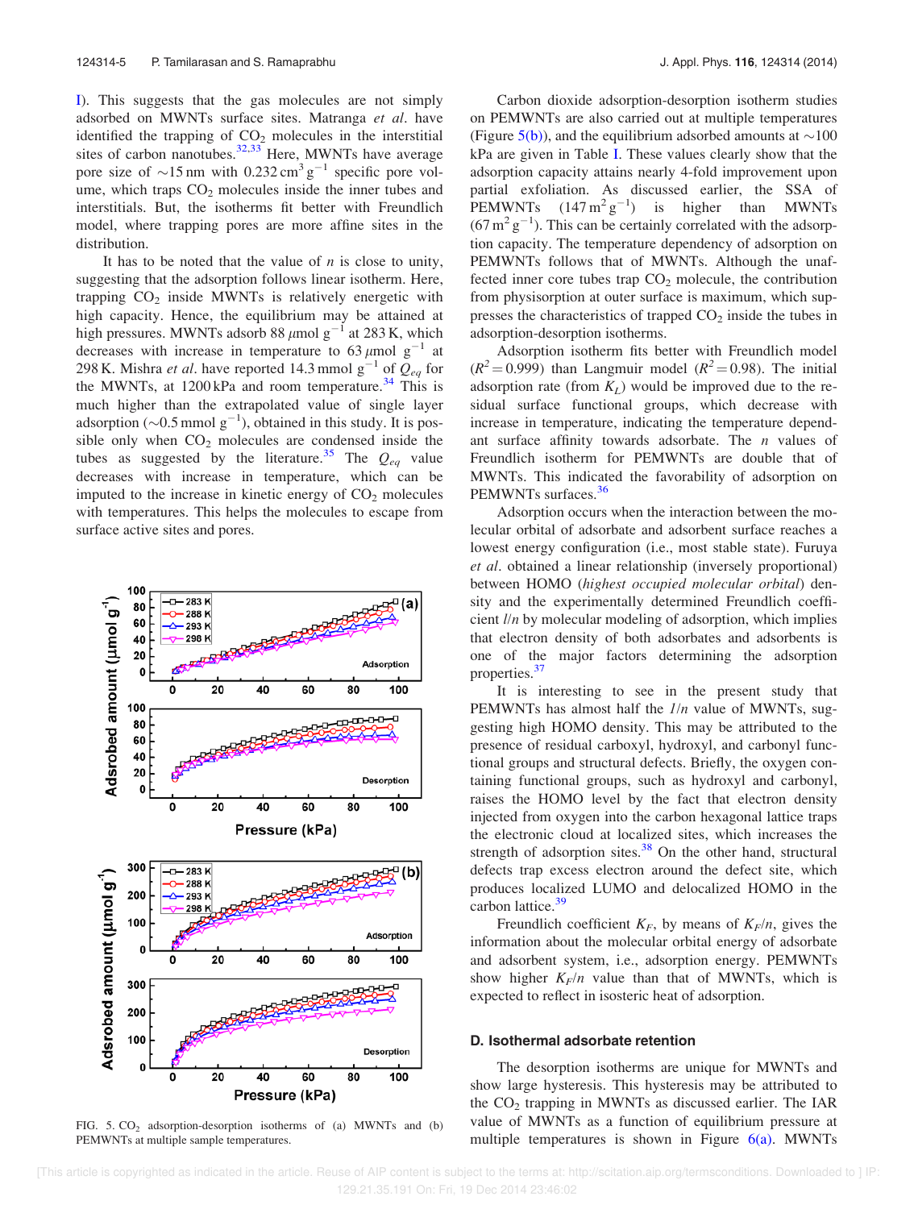I). This suggests that the gas molecules are not simply adsorbed on MWNTs surface sites. Matranga *et al*. have identified the trapping of $CO_2$ molecules in the interstitial sites of carbon nanotubes.[32,33] Here, MWNTs have average pore size of ~15 nm with 0.232 $cm^3\,g^{-1}$ specific pore volume, which traps $CO_2$ molecules inside the inner tubes and interstitials. But, the isotherms fit better with Freundlich model, where trapping pores are more affine sites in the distribution.

It has to be noted that the value of $n$ is close to unity, suggesting that the adsorption follows linear isotherm. Here, trapping $CO_2$ inside MWNTs is relatively energetic with high capacity. Hence, the equilibrium may be attained at high pressures. MWNTs adsorb 88 $\mu$mol $g^{-1}$ at 283 K, which decreases with increase in temperature to 63 $\mu$mol $g^{-1}$ at 298 K. Mishra *et al*. have reported 14.3 mmol $g^{-1}$ of $Q_{eq}$ for the MWNTs, at 1200 kPa and room temperature.[34] This is much higher than the extrapolated value of single layer adsorption (~0.5 mmol $g^{-1}$), obtained in this study. It is possible only when $CO_2$ molecules are condensed inside the tubes as suggested by the literature.[35] The $Q_{eq}$ value decreases with increase in temperature, which can be imputed to the increase in kinetic energy of $CO_2$ molecules with temperatures. This helps the molecules to escape from surface active sites and pores.

FIG. 5. $CO_2$ adsorption-desorption isotherms of (a) MWNTs and (b) PEMWNTs at multiple sample temperatures.

Carbon dioxide adsorption-desorption isotherm studies on PEMWNTs are also carried out at multiple temperatures (Figure 5(b)), and the equilibrium adsorbed amounts at ~100 kPa are given in Table I. These values clearly show that the adsorption capacity attains nearly 4-fold improvement upon partial exfoliation. As discussed earlier, the SSA of PEMWNTs (147 $m^2\,g^{-1}$) is higher than MWNTs (67 $m^2\,g^{-1}$). This can be certainly correlated with the adsorption capacity. The temperature dependency of adsorption on PEMWNTs follows that of MWNTs. Although the unaffected inner core tubes trap $CO_2$ molecule, the contribution from physisorption at outer surface is maximum, which suppresses the characteristics of trapped $CO_2$ inside the tubes in adsorption-desorption isotherms.

Adsorption isotherm fits better with Freundlich model ($R^2 = 0.999$) than Langmuir model ($R^2 = 0.98$). The initial adsorption rate (from $K_L$) would be improved due to the residual surface functional groups, which decrease with increase in temperature, indicating the temperature dependant surface affinity towards adsorbate. The $n$ values of Freundlich isotherm for PEMWNTs are double that of MWNTs. This indicated the favorability of adsorption on PEMWNTs surfaces.[36]

Adsorption occurs when the interaction between the molecular orbital of adsorbate and adsorbent surface reaches a lowest energy configuration (i.e., most stable state). Furuya *et al*. obtained a linear relationship (inversely proportional) between HOMO (*highest occupied molecular orbital*) density and the experimentally determined Freundlich coefficient *1/n* by molecular modeling of adsorption, which implies that electron density of both adsorbates and adsorbents is one of the major factors determining the adsorption properties.[37]

It is interesting to see in the present study that PEMWNTs has almost half the *1/n* value of MWNTs, suggesting high HOMO density. This may be attributed to the presence of residual carboxyl, hydroxyl, and carbonyl functional groups and structural defects. Briefly, the oxygen containing functional groups, such as hydroxyl and carbonyl, raises the HOMO level by the fact that electron density injected from oxygen into the carbon hexagonal lattice traps the electronic cloud at localized sites, which increases the strength of adsorption sites.[38] On the other hand, structural defects trap excess electron around the defect site, which produces localized LUMO and delocalized HOMO in the carbon lattice.[39]

Freundlich coefficient $K_F$, by means of $K_F/n$, gives the information about the molecular orbital energy of adsorbate and adsorbent system, i.e., adsorption energy. PEMWNTs show higher $K_F/n$ value than that of MWNTs, which is expected to reflect in isosteric heat of adsorption.

### D. Isothermal adsorbate retention

The desorption isotherms are unique for MWNTs and show large hysteresis. This hysteresis may be attributed to the $CO_2$ trapping in MWNTs as discussed earlier. The IAR value of MWNTs as a function of equilibrium pressure at multiple temperatures is shown in Figure 6(a). MWNTs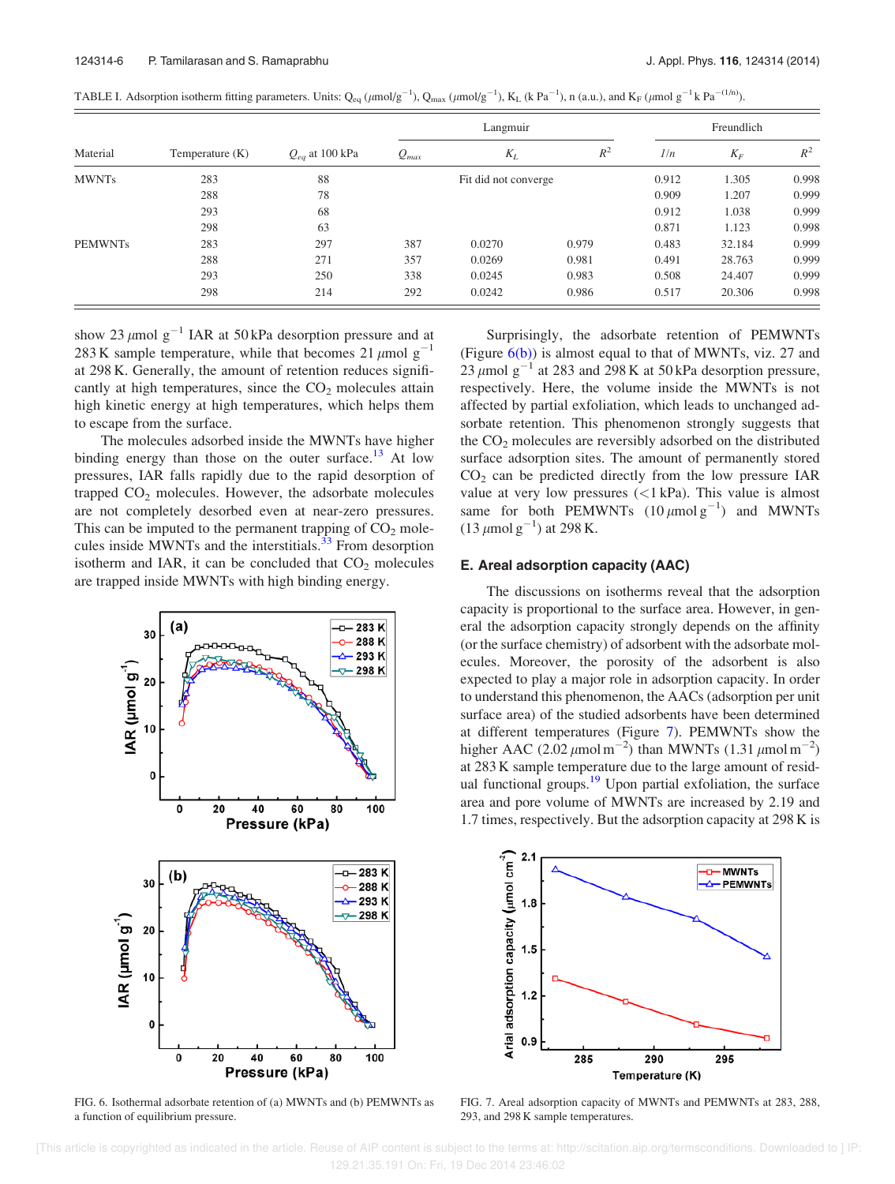TABLE I. Adsorption isotherm fitting parameters. Units: $Q_{eq}$ ($\mu$mol/g$^{-1}$), $Q_{max}$ ($\mu$mol/g$^{-1}$), $K_L$ (k Pa$^{-1}$), n (a.u.), and $K_F$ ($\mu$mol g$^{-1}$k Pa$^{-(1/n)}$).

| Material | Temperature (K) | $Q_{eq}$ at 100 kPa | Langmuir | | | Freundlich | | |
|---|---|---|---|---|---|---|---|---|
| | | | $Q_{max}$ | $K_L$ | $R^2$ | $1/n$ | $K_F$ | $R^2$ |
| MWNTs | 283 | 88 | | Fit did not converge | | 0.912 | 1.305 | 0.998 |
| | 288 | 78 | | | | 0.909 | 1.207 | 0.999 |
| | 293 | 68 | | | | 0.912 | 1.038 | 0.999 |
| | 298 | 63 | | | | 0.871 | 1.123 | 0.998 |
| PEMWNTs | 283 | 297 | 387 | 0.0270 | 0.979 | 0.483 | 32.184 | 0.999 |
| | 288 | 271 | 357 | 0.0269 | 0.981 | 0.491 | 28.763 | 0.999 |
| | 293 | 250 | 338 | 0.0245 | 0.983 | 0.508 | 24.407 | 0.999 |
| | 298 | 214 | 292 | 0.0242 | 0.986 | 0.517 | 20.306 | 0.998 |

show 23 $\mu$mol g$^{-1}$ IAR at 50 kPa desorption pressure and at 283 K sample temperature, while that becomes 21 $\mu$mol g$^{-1}$ at 298 K. Generally, the amount of retention reduces significantly at high temperatures, since the $CO_2$ molecules attain high kinetic energy at high temperatures, which helps them to escape from the surface.

The molecules adsorbed inside the MWNTs have higher binding energy than those on the outer surface.[13] At low pressures, IAR falls rapidly due to the rapid desorption of trapped $CO_2$ molecules. However, the adsorbate molecules are not completely desorbed even at near-zero pressures. This can be imputed to the permanent trapping of $CO_2$ molecules inside MWNTs and the interstitials.[33] From desorption isotherm and IAR, it can be concluded that $CO_2$ molecules are trapped inside MWNTs with high binding energy.

FIG. 6. Isothermal adsorbate retention of (a) MWNTs and (b) PEMWNTs as a function of equilibrium pressure.

Surprisingly, the adsorbate retention of PEMWNTs (Figure 6(b)) is almost equal to that of MWNTs, viz. 27 and 23 $\mu$mol g$^{-1}$ at 283 and 298 K at 50 kPa desorption pressure, respectively. Here, the volume inside the MWNTs is not affected by partial exfoliation, which leads to unchanged adsorbate retention. This phenomenon strongly suggests that the $CO_2$ molecules are reversibly adsorbed on the distributed surface adsorption sites. The amount of permanently stored $CO_2$ can be predicted directly from the low pressure IAR value at very low pressures (<1 kPa). This value is almost same for both PEMWNTs (10 $\mu$mol g$^{-1}$) and MWNTs (13 $\mu$mol g$^{-1}$) at 298 K.

### E. Areal adsorption capacity (AAC)

The discussions on isotherms reveal that the adsorption capacity is proportional to the surface area. However, in general the adsorption capacity strongly depends on the affinity (or the surface chemistry) of adsorbent with the adsorbate molecules. Moreover, the porosity of the adsorbent is also expected to play a major role in adsorption capacity. In order to understand this phenomenon, the AACs (adsorption per unit surface area) of the studied adsorbents have been determined at different temperatures (Figure 7). PEMWNTs show the higher AAC (2.02 $\mu$mol m$^{-2}$) than MWNTs (1.31 $\mu$mol m$^{-2}$) at 283 K sample temperature due to the large amount of residual functional groups.[19] Upon partial exfoliation, the surface area and pore volume of MWNTs are increased by 2.19 and 1.7 times, respectively. But the adsorption capacity at 298 K is

FIG. 7. Areal adsorption capacity of MWNTs and PEMWNTs at 283, 288, 293, and 298 K sample temperatures.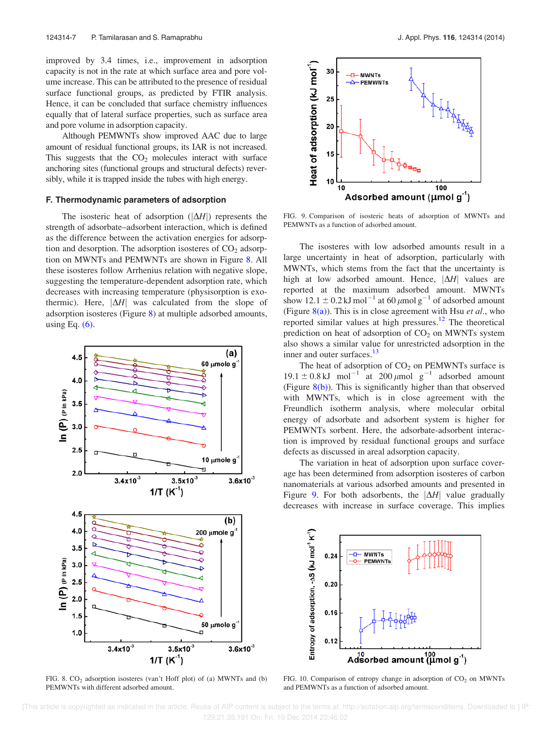improved by 3.4 times, i.e., improvement in adsorption capacity is not in the rate at which surface area and pore volume increase. This can be attributed to the presence of residual surface functional groups, as predicted by FTIR analysis. Hence, it can be concluded that surface chemistry influences equally that of lateral surface properties, such as surface area and pore volume in adsorption capacity.

Although PEMWNTs show improved AAC due to large amount of residual functional groups, its IAR is not increased. This suggests that the $CO_2$ molecules interact with surface anchoring sites (functional groups and structural defects) reversibly, while it is trapped inside the tubes with high energy.

### F. Thermodynamic parameters of adsorption

The isosteric heat of adsorption ($|\Delta H|$) represents the strength of adsorbate–adsorbent interaction, which is defined as the difference between the activation energies for adsorption and desorption. The adsorption isosteres of $CO_2$ adsorption on MWNTs and PEMWNTs are shown in Figure 8. All these isosteres follow Arrhenius relation with negative slope, suggesting the temperature-dependent adsorption rate, which decreases with increasing temperature (physisorption is exothermic). Here, $|\Delta H|$ was calculated from the slope of adsorption isosteres (Figure 8) at multiple adsorbed amounts, using Eq. (6).

FIG. 8. $CO_2$ adsorption isosteres (van't Hoff plot) of (a) MWNTs and (b) PEMWNTs with different adsorbed amount.

FIG. 9. Comparison of isosteric heats of adsorption of MWNTs and PEMWNTs as a function of adsorbed amount.

The isosteres with low adsorbed amounts result in a large uncertainty in heat of adsorption, particularly with MWNTs, which stems from the fact that the uncertainty is high at low adsorbed amount. Hence, $|\Delta H|$ values are reported at the maximum adsorbed amount. MWNTs show $12.1 \pm 0.2\,\text{kJ mol}^{-1}$ at $60\,\mu\text{mol g}^{-1}$ of adsorbed amount (Figure 8(a)). This is in close agreement with Hsu *et al.*, who reported similar values at high pressures.[12] The theoretical prediction on heat of adsorption of $CO_2$ on MWNTs system also shows a similar value for unrestricted adsorption in the inner and outer surfaces.[13]

The heat of adsorption of $CO_2$ on PEMWNTs surface is $19.1 \pm 0.8\,\text{kJ mol}^{-1}$ at $200\,\mu\text{mol g}^{-1}$ adsorbed amount (Figure 8(b)). This is significantly higher than that observed with MWNTs, which is in close agreement with the Freundlich isotherm analysis, where molecular orbital energy of adsorbate and adsorbent system is higher for PEMWNTs sorbent. Here, the adsorbate-adsorbent interaction is improved by residual functional groups and surface defects as discussed in areal adsorption capacity.

The variation in heat of adsorption upon surface coverage has been determined from adsorption isosteres of carbon nanomaterials at various adsorbed amounts and presented in Figure 9. For both adsorbents, the $|\Delta H|$ value gradually decreases with increase in surface coverage. This implies

FIG. 10. Comparison of entropy change in adsorption of $CO_2$ on MWNTs and PEMWNTs as a function of adsorbed amount.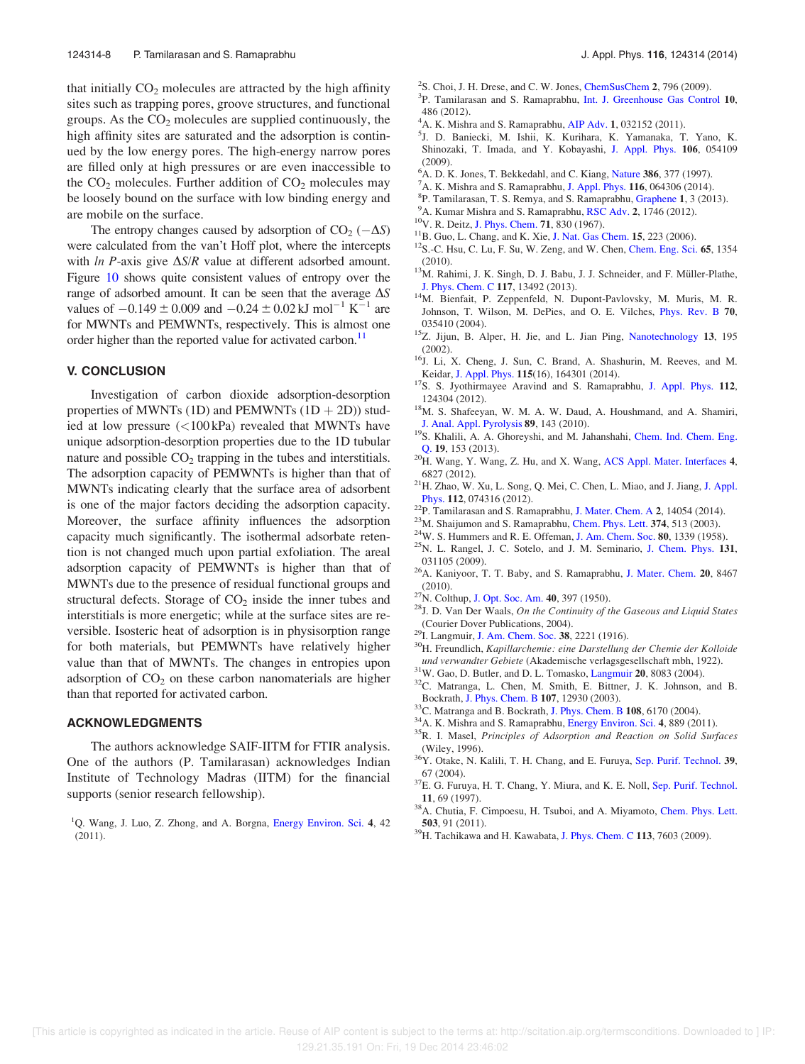that initially $CO_2$ molecules are attracted by the high affinity sites such as trapping pores, groove structures, and functional groups. As the $CO_2$ molecules are supplied continuously, the high affinity sites are saturated and the adsorption is continued by the low energy pores. The high-energy narrow pores are filled only at high pressures or are even inaccessible to the $CO_2$ molecules. Further addition of $CO_2$ molecules may be loosely bound on the surface with low binding energy and are mobile on the surface.

The entropy changes caused by adsorption of $CO_2$ ($-\Delta S$) were calculated from the van't Hoff plot, where the intercepts with *ln P*-axis give $\Delta S/R$ value at different adsorbed amount. Figure 10 shows quite consistent values of entropy over the range of adsorbed amount. It can be seen that the average $\Delta S$ values of $-0.149 \pm 0.009$ and $-0.24 \pm 0.02\,\text{kJ mol}^{-1}\,\text{K}^{-1}$ are for MWNTs and PEMWNTs, respectively. This is almost one order higher than the reported value for activated carbon.[11]

## V. CONCLUSION

Investigation of carbon dioxide adsorption-desorption properties of MWNTs (1D) and PEMWNTs (1D + 2D)) studied at low pressure (<100 kPa) revealed that MWNTs have unique adsorption-desorption properties due to the 1D tubular nature and possible $CO_2$ trapping in the tubes and interstitials. The adsorption capacity of PEMWNTs is higher than that of MWNTs indicating clearly that the surface area of adsorbent is one of the major factors deciding the adsorption capacity. Moreover, the surface affinity influences the adsorption capacity much significantly. The isothermal adsorbate retention is not changed much upon partial exfoliation. The areal adsorption capacity of PEMWNTs is higher than that of MWNTs due to the presence of residual functional groups and structural defects. Storage of $CO_2$ inside the inner tubes and interstitials is more energetic; while at the surface sites are reversible. Isosteric heat of adsorption is in physisorption range for both materials, but PEMWNTs have relatively higher value than that of MWNTs. The changes in entropies upon adsorption of $CO_2$ on these carbon nanomaterials are higher than that reported for activated carbon.

## ACKNOWLEDGMENTS

The authors acknowledge SAIF-IITM for FTIR analysis. One of the authors (P. Tamilarasan) acknowledges Indian Institute of Technology Madras (IITM) for the financial supports (senior research fellowship).

[1] Q. Wang, J. Luo, Z. Zhong, and A. Borgna, Energy Environ. Sci. **4**, 42 (2011).
[2] S. Choi, J. H. Drese, and C. W. Jones, ChemSusChem **2**, 796 (2009).
[3] P. Tamilarasan and S. Ramaprabhu, Int. J. Greenhouse Gas Control **10**, 486 (2012).
[4] A. K. Mishra and S. Ramaprabhu, AIP Adv. **1**, 032152 (2011).
[5] J. D. Baniecki, M. Ishii, K. Kurihara, K. Yamanaka, T. Yano, K. Shinozaki, T. Imada, and Y. Kobayashi, J. Appl. Phys. **106**, 054109 (2009).
[6] A. D. K. Jones, T. Bekkedahl, and C. Kiang, Nature **386**, 377 (1997).
[7] A. K. Mishra and S. Ramaprabhu, J. Appl. Phys. **116**, 064306 (2014).
[8] P. Tamilarasan, T. S. Remya, and S. Ramaprabhu, Graphene **1**, 3 (2013).
[9] A. Kumar Mishra and S. Ramaprabhu, RSC Adv. **2**, 1746 (2012).
[10] V. R. Deitz, J. Phys. Chem. **71**, 830 (1967).
[11] B. Guo, L. Chang, and K. Xie, J. Nat. Gas Chem. **15**, 223 (2006).
[12] S.-C. Hsu, C. Lu, F. Su, W. Zeng, and W. Chen, Chem. Eng. Sci. **65**, 1354 (2010).
[13] M. Rahimi, J. K. Singh, D. J. Babu, J. J. Schneider, and F. Müller-Plathe, J. Phys. Chem. C **117**, 13492 (2013).
[14] M. Bienfait, P. Zeppenfeld, N. Dupont-Pavlovsky, M. Muris, M. R. Johnson, T. Wilson, M. DePies, and O. E. Vilches, Phys. Rev. B **70**, 035410 (2004).
[15] Z. Jijun, B. Alper, H. Jie, and L. Jian Ping, Nanotechnology **13**, 195 (2002).
[16] J. Li, X. Cheng, J. Sun, C. Brand, A. Shashurin, M. Reeves, and M. Keidar, J. Appl. Phys. **115**(16), 164301 (2014).
[17] S. S. Jyothirmayee Aravind and S. Ramaprabhu, J. Appl. Phys. **112**, 124304 (2012).
[18] M. S. Shafeeyan, W. M. A. W. Daud, A. Houshmand, and A. Shamiri, J. Anal. Appl. Pyrolysis **89**, 143 (2010).
[19] S. Khalili, A. A. Ghoreyshi, and M. Jahanshahi, Chem. Ind. Chem. Eng. Q. **19**, 153 (2013).
[20] H. Wang, Y. Wang, Z. Hu, and X. Wang, ACS Appl. Mater. Interfaces **4**, 6827 (2012).
[21] H. Zhao, W. Xu, L. Song, Q. Mei, C. Chen, L. Miao, and J. Jiang, J. Appl. Phys. **112**, 074316 (2012).
[22] P. Tamilarasan and S. Ramaprabhu, J. Mater. Chem. A **2**, 14054 (2014).
[23] M. Shaijumon and S. Ramaprabhu, Chem. Phys. Lett. **374**, 513 (2003).
[24] W. S. Hummers and R. E. Offeman, J. Am. Chem. Soc. **80**, 1339 (1958).
[25] N. L. Rangel, J. C. Sotelo, and J. M. Seminario, J. Chem. Phys. **131**, 031105 (2009).
[26] A. Kaniyoor, T. T. Baby, and S. Ramaprabhu, J. Mater. Chem. **20**, 8467 (2010).
[27] N. Colthup, J. Opt. Soc. Am. **40**, 397 (1950).
[28] J. D. Van Der Waals, *On the Continuity of the Gaseous and Liquid States* (Courier Dover Publications, 2004).
[29] I. Langmuir, J. Am. Chem. Soc. **38**, 2221 (1916).
[30] H. Freundlich, *Kapillarchemie: eine Darstellung der Chemie der Kolloide und verwandter Gebiete* (Akademische verlagsgesellschaft mbh, 1922).
[31] W. Gao, D. Butler, and D. L. Tomasko, Langmuir **20**, 8083 (2004).
[32] C. Matranga, L. Chen, M. Smith, E. Bittner, J. K. Johnson, and B. Bockrath, J. Phys. Chem. B **107**, 12930 (2003).
[33] C. Matranga and B. Bockrath, J. Phys. Chem. B **108**, 6170 (2004).
[34] A. K. Mishra and S. Ramaprabhu, Energy Environ. Sci. **4**, 889 (2011).
[35] R. I. Masel, *Principles of Adsorption and Reaction on Solid Surfaces* (Wiley, 1996).
[36] Y. Otake, N. Kalili, T. H. Chang, and E. Furuya, Sep. Purif. Technol. **39**, 67 (2004).
[37] E. G. Furuya, H. T. Chang, Y. Miura, and K. E. Noll, Sep. Purif. Technol. **11**, 69 (1997).
[38] A. Chutia, F. Cimpoesu, H. Tsuboi, and A. Miyamoto, Chem. Phys. Lett. **503**, 91 (2011).
[39] H. Tachikawa and H. Kawabata, J. Phys. Chem. C **113**, 7603 (2009).